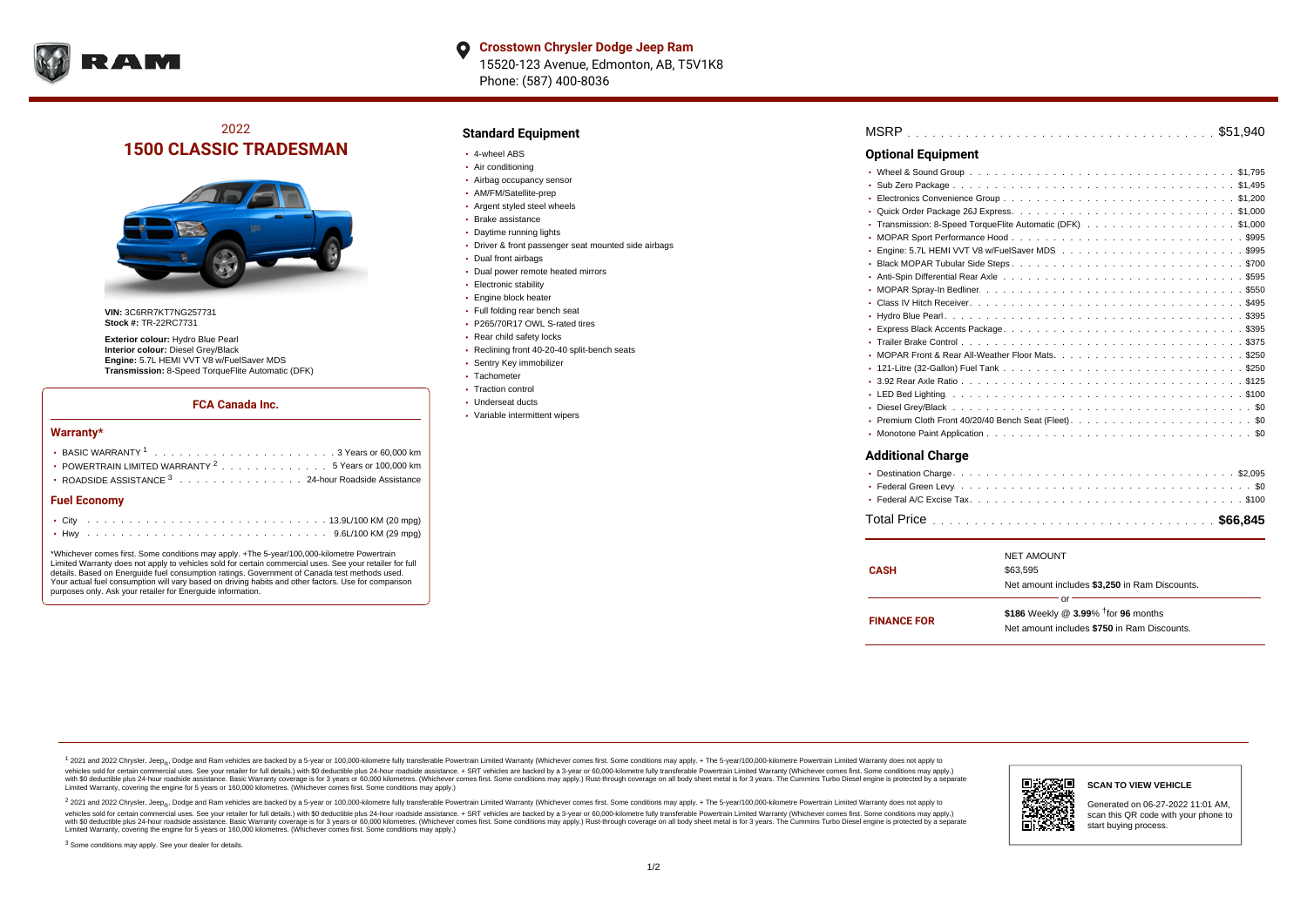**Crosstown Chrysler Dodge Jeep Ram**
15520-123 Avenue, Edmonton, AB, T5V1K8
Phone: (587) 400-8036

## 2022
# 1500 CLASSIC TRADESMAN

**VIN:** 3C6RR7KT7NG257731
**Stock #:** TR-22RC7731

**Exterior colour:** Hydro Blue Pearl
**Interior colour:** Diesel Grey/Black
**Engine:** 5.7L HEMI VVT V8 w/FuelSaver MDS
**Transmission:** 8-Speed TorqueFlite Automatic (DFK)

### FCA Canada Inc.

#### Warranty*

- BASIC WARRANTY [1] . . . . . 3 Years or 60,000 km
- POWERTRAIN LIMITED WARRANTY [2] . . . . . 5 Years or 100,000 km
- ROADSIDE ASSISTANCE [3] . . . . . 24-hour Roadside Assistance

#### Fuel Economy

- City . . . . . 13.9L/100 KM (20 mpg)
- Hwy . . . . . 9.6L/100 KM (29 mpg)

*Whichever comes first. Some conditions may apply. +The 5-year/100,000-kilometre Powertrain Limited Warranty does not apply to vehicles sold for certain commercial uses. See your retailer for full details. Based on Energuide fuel consumption ratings. Government of Canada test methods used. Your actual fuel consumption will vary based on driving habits and other factors. Use for comparison purposes only. Ask your retailer for Energuide information.

## Standard Equipment

- 4-wheel ABS
- Air conditioning
- Airbag occupancy sensor
- AM/FM/Satellite-prep
- Argent styled steel wheels
- Brake assistance
- Daytime running lights
- Driver & front passenger seat mounted side airbags
- Dual front airbags
- Dual power remote heated mirrors
- Electronic stability
- Engine block heater
- Full folding rear bench seat
- P265/70R17 OWL S-rated tires
- Rear child safety locks
- Reclining front 40-20-40 split-bench seats
- Sentry Key immobilizer
- Tachometer
- Traction control
- Underseat ducts
- Variable intermittent wipers

MSRP . . . . . $51,940

## Optional Equipment

- Wheel & Sound Group . . . . . $1,795
- Sub Zero Package . . . . . $1,495
- Electronics Convenience Group . . . . . $1,200
- Quick Order Package 26J Express . . . . . $1,000
- Transmission: 8-Speed TorqueFlite Automatic (DFK) . . . . . $1,000
- MOPAR Sport Performance Hood . . . . . $995
- Engine: 5.7L HEMI VVT V8 w/FuelSaver MDS . . . . . $995
- Black MOPAR Tubular Side Steps . . . . . $700
- Anti-Spin Differential Rear Axle . . . . . $595
- MOPAR Spray-In Bedliner . . . . . $550
- Class IV Hitch Receiver . . . . . $495
- Hydro Blue Pearl . . . . . $395
- Express Black Accents Package . . . . . $395
- Trailer Brake Control . . . . . $375
- MOPAR Front & Rear All-Weather Floor Mats . . . . . $250
- 121-Litre (32-Gallon) Fuel Tank . . . . . $250
- 3.92 Rear Axle Ratio . . . . . $125
- LED Bed Lighting . . . . . $100
- Diesel Grey/Black . . . . . $0
- Premium Cloth Front 40/20/40 Bench Seat (Fleet) . . . . . $0
- Monotone Paint Application . . . . . $0

## Additional Charge

- Destination Charge . . . . . $2,095
- Federal Green Levy . . . . . $0
- Federal A/C Excise Tax . . . . . $100

Total Price . . . . . **$66,845**

| | |
|---|---|
| **CASH** | NET AMOUNT<br>$63,595<br>Net amount includes **$3,250** in Ram Discounts. |
| | or |
| **FINANCE FOR** | **$186** Weekly @ **3.99**% †for **96** months<br>Net amount includes **$750** in Ram Discounts. |

[1] 2021 and 2022 Chrysler, Jeep®, Dodge and Ram vehicles are backed by a 5-year or 100,000-kilometre fully transferable Powertrain Limited Warranty (Whichever comes first. Some conditions may apply. + The 5-year/100,000-kilometre Powertrain Limited Warranty does not apply to vehicles sold for certain commercial uses. See your retailer for full details.) with $0 deductible plus 24-hour roadside assistance. + SRT vehicles are backed by a 3-year or 60,000-kilometre fully transferable Powertrain Limited Warranty (Whichever comes first. Some conditions may apply.) with $0 deductible plus 24-hour roadside assistance. Basic Warranty coverage is for 3 years or 60,000 kilometres. (Whichever comes first. Some conditions may apply.) Rust-through coverage on all body sheet metal is for 3 years. The Cummins Turbo Diesel engine is protected by a separate Limited Warranty, covering the engine for 5 years or 160,000 kilometres. (Whichever comes first. Some conditions may apply.)

[2] 2021 and 2022 Chrysler, Jeep®, Dodge and Ram vehicles are backed by a 5-year or 100,000-kilometre fully transferable Powertrain Limited Warranty (Whichever comes first. Some conditions may apply. + The 5-year/100,000-kilometre Powertrain Limited Warranty does not apply to vehicles sold for certain commercial uses. See your retailer for full details.) with $0 deductible plus 24-hour roadside assistance. + SRT vehicles are backed by a 3-year or 60,000-kilometre fully transferable Powertrain Limited Warranty (Whichever comes first. Some conditions may apply.) with $0 deductible plus 24-hour roadside assistance. Basic Warranty coverage is for 3 years or 60,000 kilometres. (Whichever comes first. Some conditions may apply.) Rust-through coverage on all body sheet metal is for 3 years. The Cummins Turbo Diesel engine is protected by a separate Limited Warranty, covering the engine for 5 years or 160,000 kilometres. (Whichever comes first. Some conditions may apply.)

[3] Some conditions may apply. See your dealer for details.

**SCAN TO VIEW VEHICLE**

Generated on 06-27-2022 11:01 AM, scan this QR code with your phone to start buying process.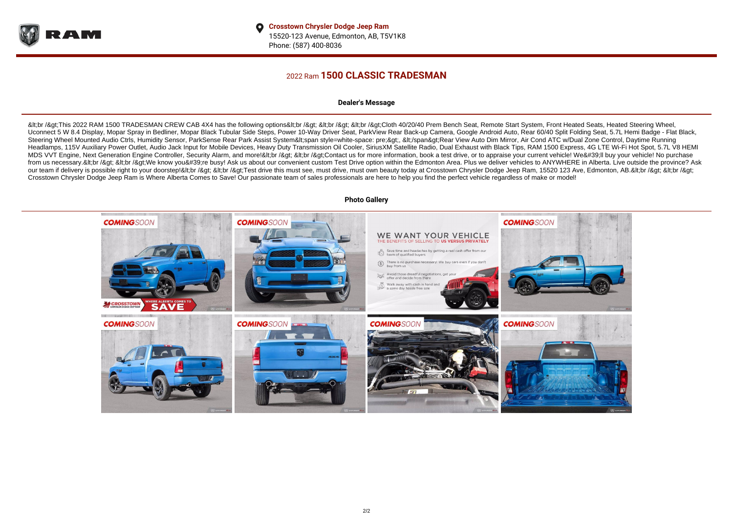Crosstown Chrysler Dodge Jeep Ram
15520-123 Avenue, Edmonton, AB, T5V1K8
Phone: (587) 400-8036

# 2022 Ram **1500 CLASSIC TRADESMAN**

## Dealer's Message

&lt;br /&gt;This 2022 RAM 1500 TRADESMAN CREW CAB 4X4 has the following options&lt;br /&gt; &lt;br /&gt; &lt;br /&gt;Cloth 40/20/40 Prem Bench Seat, Remote Start System, Front Heated Seats, Heated Steering Wheel, Uconnect 5 W 8.4 Display, Mopar Spray in Bedliner, Mopar Black Tubular Side Steps, Power 10-Way Driver Seat, ParkView Rear Back-up Camera, Google Android Auto, Rear 60/40 Split Folding Seat, 5.7L Hemi Badge - Flat Black, Steering Wheel Mounted Audio Ctrls, Humidity Sensor, ParkSense Rear Park Assist System&lt;span style=white-space: pre;&gt;, &lt;/span&gt;Rear View Auto Dim Mirror, Air Cond ATC w/Dual Zone Control, Daytime Running Headlamps, 115V Auxiliary Power Outlet, Audio Jack Input for Mobile Devices, Heavy Duty Transmission Oil Cooler, SiriusXM Satellite Radio, Dual Exhaust with Black Tips, RAM 1500 Express, 4G LTE Wi-Fi Hot Spot, 5.7L V8 HEMI MDS VVT Engine, Next Generation Engine Controller, Security Alarm, and more!&lt;br /&gt; &lt;br /&gt;Contact us for more information, book a test drive, or to appraise your current vehicle! We&#39;ll buy your vehicle! No purchase from us necessary.&lt;br /&gt; &lt;br /&gt;We know you&#39;re busy! Ask us about our convenient custom Test Drive option within the Edmonton Area. Plus we deliver vehicles to ANYWHERE in Alberta. Live outside the province? Ask our team if delivery is possible right to your doorstep!&lt;br /&gt; &lt;br /&gt;Test drive this must see, must drive, must own beauty today at Crosstown Chrysler Dodge Jeep Ram, 15520 123 Ave, Edmonton, AB.&lt;br /&gt; &lt;br /&gt; Crosstown Chrysler Dodge Jeep Ram is Where Alberta Comes to Save! Our passionate team of sales professionals are here to help you find the perfect vehicle regardless of make or model!

## Photo Gallery